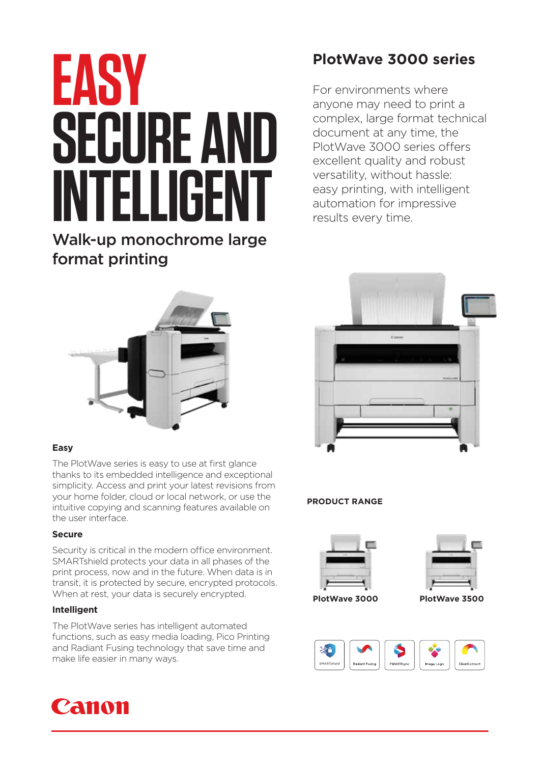# EASY SECURE AND INTELLIGENT

## Walk-up monochrome large format printing

## PlotWave 3000 series

For environments where anyone may need to print a complex, large format technical document at any time, the PlotWave 3000 series offers excellent quality and robust versatility, without hassle: easy printing, with intelligent automation for impressive results every time.

### Easy

The PlotWave series is easy to use at first glance thanks to its embedded intelligence and exceptional simplicity. Access and print your latest revisions from your home folder, cloud or local network, or use the intuitive copying and scanning features available on the user interface.

### Secure

Security is critical in the modern office environment. SMARTshield protects your data in all phases of the print process, now and in the future. When data is in transit, it is protected by secure, encrypted protocols. When at rest, your data is securely encrypted.

### Intelligent

The PlotWave series has intelligent automated functions, such as easy media loading, Pico Printing and Radiant Fusing technology that save time and make life easier in many ways.

**PRODUCT RANGE**

PlotWave 3000

PlotWave 3500

SMARTshield | Radiant Fusing | POWERsync | Image Logic | ClearConnect

Canon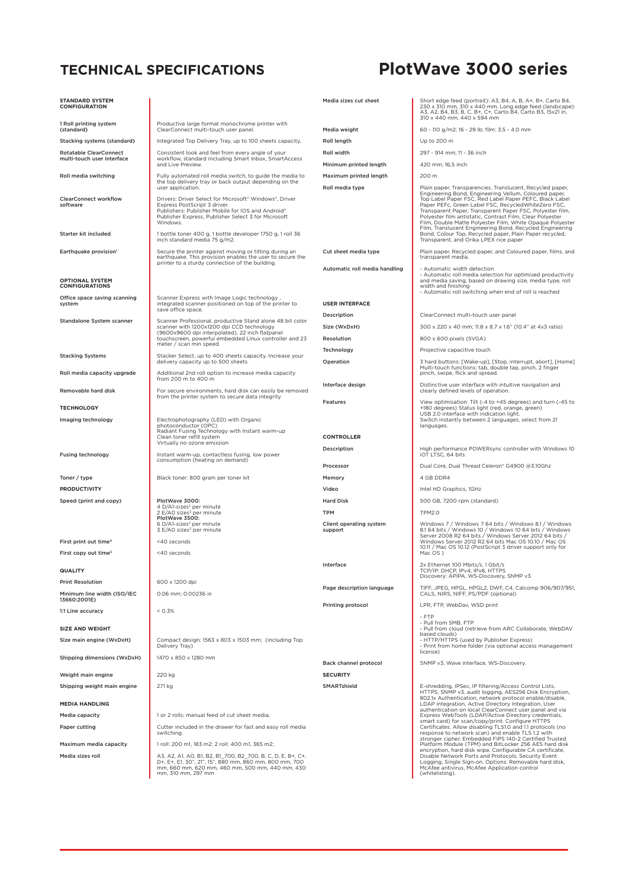# TECHNICAL SPECIFICATIONS

# PlotWave 3000 series

| **STANDARD SYSTEM CONFIGURATION** | |
|---|---|
| 1 Roll printing system (standard) | Productive large format monochrome printer with ClearConnect multi-touch user panel. |
| Stacking systems (standard) | Integrated Top Delivery Tray, up to 100 sheets capacity. |
| Rotatable ClearConnect multi-touch user interface | Consistent look and feel from every angle of your workflow, standard including Smart Inbox, SmartAccess and Live Preview. |
| Roll media switching | Fully automated roll media switch, to guide the media to the top delivery tray or back output depending on the user application. |
| ClearConnect workflow software | Drivers: Driver Select for Microsoft® Windows®, Driver Express PostScript 3 driver. Publishers: Publisher Mobile for IOS and Android® Publisher Express, Publisher Select 3 for Microsoft Windows. |
| Starter kit included | 1 bottle toner 400 g, 1 bottle developer 1750 g, 1 roll 36 inch standard media 75 g/m2. |
| Earthquake provision[1] | Secure the printer against moving or tilting during an earthquake. This provision enables the user to secure the printer to a sturdy connection of the building. |
| **OPTIONAL SYSTEM CONFIGURATIONS** | |
| Office space saving scanning system | Scanner Express with Image Logic technology , integrated scanner positioned on top of the printer to save office space. |
| Standalone System scanner | Scanner Professional, productive Stand alone 48 bit color scanner with 1200x1200 dpi CCD technology (9600x9600 dpi interpolated), 22 inch flatpanel touchscreen, powerful embedded Linux controller and 23 meter / scan min speed |
| Stacking Systems | Stacker Select, up to 400 sheets capacity. Increase your delivery capacity up to 500 sheets |
| Roll media capacity upgrade | Additional 2nd roll option to increase media capacity from 200 m to 400 m |
| Removable hard disk | For secure environments, hard disk can easily be removed from the printer system to secure data integrity |
| **TECHNOLOGY** | |
| Imaging technology | Electrophotography (LED) with Organic photoconductor (OPC) Radiant Fusing Technology with Instant warm-up Clean toner refill system Virtually no ozone emission |
| Fusing technology | Instant warm-up, contactless fusing, low power consumption (heating on demand) |
| Toner / type | Black toner: 800 gram per toner kit |
| **PRODUCTIVITY** | |
| Speed (print and copy) | **PlotWave 3000:** 4 D/A1-sizes[2] per minute 2 E/A0 sizes[3] per minute **PlotWave 3500:** 6 D/A1-sizes[2] per minute 3 E/A0 sizes[3] per minute |
| First print out time[4] | <40 seconds |
| First copy out time[5] | <40 seconds |
| **QUALITY** | |
| Print Resolution | 600 x 1200 dpi |
| Minimum line width (ISO/IEC 13660:2001E) | 0.06 mm; 0.00236 in |
| 1:1 Line accuracy | < 0.3% |
| **SIZE AND WEIGHT** | |
| Size main engine (WxDxH) | Compact design: 1563 x 803 x 1503 mm; (including Top Delivery Tray) |
| Shipping dimensions (WxDxH) | 1470 x 850 x 1280 mm |
| Weight main engine | 220 kg |
| Shipping weight main engine | 271 kg |
| **MEDIA HANDLING** | |
| Media capacity | 1 or 2 rolls; manual feed of cut sheet media; |
| Paper cutting | Cutter included in the drawer for fast and easy roll media switching |
| Maximum media capacity | 1 roll: 200 m1, 183 m2; 2 roll: 400 m1, 365 m2; |
| Media sizes roll | A3, A2, A1, A0, B1, B2, B1_700, B2_700, B, C, D, E, B+, C+, D+, E+, E1, 30", 21", 15", 880 mm, 860 mm, 800 mm, 700 mm, 660 mm, 620 mm, 460 mm, 500 mm, 440 mm, 430 mm, 310 mm, 297 mm |
| Media sizes cut sheet | Short edge feed (portrait): A3, B4, A, B, A+, B+, Carto B4, 230 x 310 mm, 310 x 440 mm. Long edge feed (landscape): A3, A2, B4, B3, B, C, B+, C+, Carto B4, Carto B3, 15x21 in, 310 x 440 mm, 440 x 594 mm |
| Media weight | 60 - 110 g/m2; 16 - 29 lb; film: 3.5 - 4.0 mm |
| Roll length | Up to 200 m |
| Roll width | 297 - 914 mm; 11 - 36 inch |
| Minimum printed length | 420 mm; 16,5 inch |
| Maximum printed length | 200 m |
| Roll media type | Plain paper, Transparencies, Translucent, Recycled paper, Engineering Bond, Engineering Vellum, Coloured paper, Top Label Paper FSC, Red Label Paper PEFC, Black Label Paper PEFc, Green Label FSC, RecycledWhiteZero FSC, Transparent Paper, Transparent Paper FSC, Polyester film, Polyester film antistatic, Contrast Film, Clear Polyester Film, Double Matte Polyester Film, White Opaque Polyester Film, Translucent Engineering Bond, Recycled Engineering Bond, Colour Top, Recycled paper, Plain Paper recycled, Transparent, and Orika LPEX rice paper |
| Cut sheet media type | Plain paper, Recycled paper, and Coloured paper, films, and transparent media. |
| Automatic roll media handling | - Automatic width detection - Automatic roll media selection for optimised productivity and media saving, based on drawing size, media type, roll width and finishing - Automatic roll switching when end of roll is reached |
| **USER INTERFACE** | |
| Description | ClearConnect multi-touch user panel |
| Size (WxDxH) | 300 x 220 x 40 mm; 11.8 x 8.7 x 1.6" (10.4" at 4x3 ratio) |
| Resolution | 800 x 600 pixels (SVGA) |
| Technology | Projective capacitive touch |
| Operation | 3 hard buttons: [Wake-up], [Stop, interrupt, abort], [Home] Multi-touch functions: tab, double tap, pinch, 2 finger pinch, swipe, flick and spread. |
| Interface design | Distinctive user interface with intuitive navigation and clearly defined levels of operation. |
| Features | View optimisation: Tilt (-4 to +45 degrees) and turn (-45 to +180 degrees) Status light (red, orange, green) USB 2.0 interface with indication light. Switch instantly between 2 languages, select from 21 languages. |
| **CONTROLLER** | |
| Description | High performance POWERsync controller with Windows 10 IOT LTSC, 64 bits |
| Processor | Dual Core, Dual Thread Celeron® G4900 @3.10Ghz |
| Memory | 4 GB DDR4 |
| Video | Intel HD Graphics, 1GHz |
| Hard Disk | 500 GB, 7200 rpm (standard) |
| TPM | TPM2.0 |
| Client operating system support | Windows 7 / Windows 7 64 bits / Windows 8.1 / Windows 8.1 64 bits / Windows 10 / Windows 10 64 bits / Windows Server 2008 R2 64 bits / Windows Server 2012 64 bits / Windows Server 2012 R2 64 bits Mac OS 10.10 / Mac OS 10.11 / Mac OS 10.12 (PostScript 3 driver support only for Mac OS ) |
| Interface | 2x Ethernet 100 Mbits/s, 1 Gbit/s TCP/IP: DHCP, IPv4, IPv6, HTTPS Discovery: APIPA, WS-Discovery, SNMP v3 |
| Page description language | TIFF, JPEG, HPGL, HPGL2, DWF, C4, Calcomp 906/907/951, CALS, NIRS, NIFF, PS/PDF (optional) |
| Printing protocol | LPR, FTP, WebDav, WSD print - FTP - Pull from SMB, FTP - Pull from cloud (retrieve from ARC Collaborate, WebDAV based clouds) - HTTP/HTTPS (used by Publisher Express) - Print from home folder (via optional access management license) |
| Back channel protocol | SNMP v3, Wave interface, WS-Discovery. |
| **SECURITY** | |
| SMARTshield | E-shredding, IPSec, IP filtering/Access Control Lists, HTTPS, SNMP v3, audit logging, AES256 Disk Encryption, 802.1x Authentication, network protocol enable/disable, LDAP integration, Active Directory Integration, User authentication on local ClearConnect user panel and via Express WebTools (LDAP/Active Directory credentials, smart card) for scan/copy/print. Configure HTTPS Certificates. Allow disabling TLS1.0 and 1.1 protocols (no response to network scan) and enable TLS 1.2 with stronger cipher. Embedded FIPS 140-2 Certified Trusted Platform Module (TPM) and BitLocker 256 AES hard disk encryption, hard disk wipe, Configurable CA certificate, Disable Network Ports and Protocols, Security Event Logging, Single Sign-on. Options: Removable hard disk, McAfee antivirus, McAfee Application control (whitelisting). |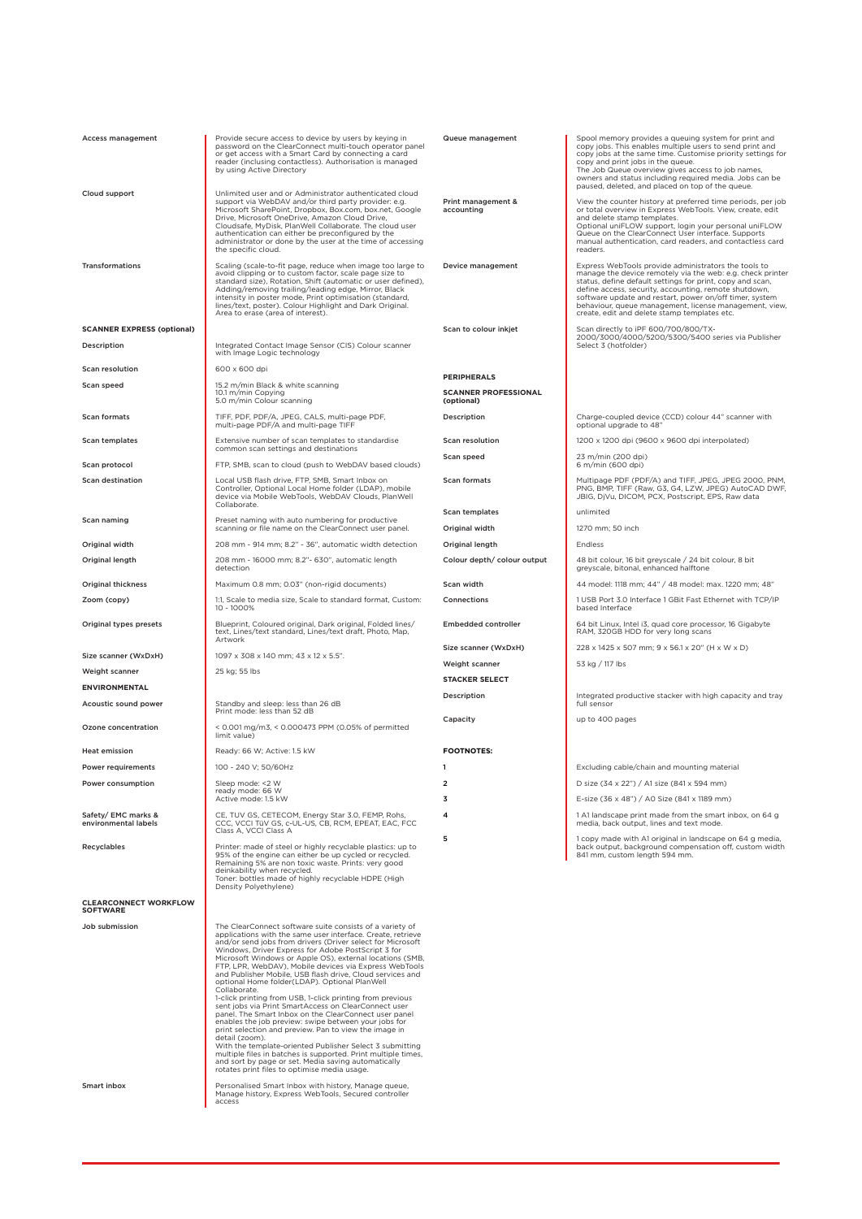| | |
|---|---|
| Access management | Provide secure access to device by users by keying in password on the ClearConnect multi-touch operator panel or get access with a Smart Card by connecting a card reader (inclusing contactless). Authorisation is managed by using Active Directory |
| Cloud support | Unlimited user and or Administrator authenticated cloud support via WebDAV and/or third party provider: e.g. Microsoft SharePoint, Dropbox, Box.com, box.net, Google Drive, Microsoft OneDrive, Amazon Cloud Drive, Cloudsafe, MyDisk, PlanWell Collaborate. The cloud user authentication can either be preconfigured by the administrator or done by the user at the time of accessing the specific cloud. |
| Transformations | Scaling (scale-to-fit page, reduce when image too large to avoid clipping or to custom factor, scale page size to standard size), Rotation, Shift (automatic or user defined), Adding/removing trailing/leading edge, Mirror, Black intensity in poster mode, Print optimisation (standard, lines/text, poster). Colour Highlight and Dark Original. Area to erase (area of interest). |

**SCANNER EXPRESS (optional)**

| | |
|---|---|
| Description | Integrated Contact Image Sensor (CIS) Colour scanner with Image Logic technology |
| Scan resolution | 600 x 600 dpi |
| Scan speed | 15.2 m/min Black & white scanning<br>10.1 m/min Copying<br>5.0 m/min Colour scanning |
| Scan formats | TIFF, PDF, PDF/A, JPEG, CALS, multi-page PDF, multi-page PDF/A and multi-page TIFF |
| Scan templates | Extensive number of scan templates to standardise common scan settings and destinations |
| Scan protocol | FTP, SMB, scan to cloud (push to WebDAV based clouds) |
| Scan destination | Local USB flash drive, FTP, SMB, Smart Inbox on Controller, Optional Local Home folder (LDAP), mobile device via Mobile WebTools, WebDAV Clouds, PlanWell Collaborate. |
| Scan naming | Preset naming with auto numbering for productive scanning or file name on the ClearConnect user panel. |
| Original width | 208 mm - 914 mm; 8.2" - 36", automatic width detection |
| Original length | 208 mm - 16000 mm; 8.2"- 630", automatic length detection |
| Original thickness | Maximum 0.8 mm; 0.03" (non-rigid documents) |
| Zoom (copy) | 1:1, Scale to media size, Scale to standard format, Custom: 10 - 1000% |
| Original types presets | Blueprint, Coloured original, Dark original, Folded lines/ text, Lines/text standard, Lines/text draft, Photo, Map, Artwork |
| Size scanner (WxDxH) | 1097 x 308 x 140 mm; 43 x 12 x 5.5". |
| Weight scanner | 25 kg; 55 lbs |

**ENVIRONMENTAL**

| | |
|---|---|
| Acoustic sound power | Standby and sleep: less than 26 dB<br>Print mode: less than 52 dB |
| Ozone concentration | < 0.001 mg/m3, < 0.000473 PPM (0.05% of permitted limit value) |
| Heat emission | Ready: 66 W; Active: 1.5 kW |
| Power requirements | 100 - 240 V; 50/60Hz |
| Power consumption | Sleep mode: <2 W<br>ready mode: 66 W<br>Active mode: 1.5 kW |
| Safety/ EMC marks & environmental labels | CE, TUV GS, CETECOM, Energy Star 3.0, FEMP, Rohs, CCC, VCCI TüV GS, c-UL-US, CB, RCM, EPEAT, EAC, FCC Class A, VCCI Class A |
| Recyclables | Printer: made of steel or highly recyclable plastics: up to 95% of the engine can either be up cycled or recycled. Remaining 5% are non toxic waste. Prints: very good deinkability when recycled.<br>Toner: bottles made of highly recyclable HDPE (High Density Polyethylene) |

**CLEARCONNECT WORKFLOW SOFTWARE**

| | |
|---|---|
| Job submission | The ClearConnect software suite consists of a variety of applications with the same user interface. Create, retrieve and/or send jobs from drivers (Driver select for Microsoft Windows, Driver Express for Adobe PostScript 3 for Microsoft Windows or Apple OS), external locations (SMB, FTP, LPR, WebDAV), Mobile devices via Express WebTools and Publisher Mobile, USB flash drive, Cloud services and optional Home folder(LDAP). Optional PlanWell Collaborate.<br>1-click printing from USB, 1-click printing from previous sent jobs via Print SmartAccess on ClearConnect user panel. The Smart Inbox on the ClearConnect user panel enables the job preview: swipe between your jobs for print selection and preview. Pan to view the image in detail (zoom).<br>With the template-oriented Publisher Select 3 submitting multiple files in batches is supported. Print multiple times, and sort by page or set. Media saving automatically rotates print files to optimise media usage. |
| Smart inbox | Personalised Smart Inbox with history, Manage queue, Manage history, Express WebTools, Secured controller access |
| Queue management | Spool memory provides a queuing system for print and copy jobs. This enables multiple users to send print and copy jobs at the same time. Customise priority settings for copy and print jobs in the queue.<br>The Job Queue overview gives access to job names, owners and status including required media. Jobs can be paused, deleted, and placed on top of the queue. |
| Print management & accounting | View the counter history at preferred time periods, per job or total overview in Express WebTools. View, create, edit and delete stamp templates.<br>Optional uniFLOW support, login your personal uniFLOW Queue on the ClearConnect User interface. Supports manual authentication, card readers, and contactless card readers. |
| Device management | Express WebTools provide administrators the tools to manage the device remotely via the web: e.g. check printer status, define default settings for print, copy and scan, define access, security, accounting, remote shutdown, software update and restart, power on/off timer, system behaviour, queue management, license management, view, create, edit and delete stamp templates etc. |
| Scan to colour inkjet | Scan directly to iPF 600/700/800/TX-2000/3000/4000/5200/5300/5400 series via Publisher Select 3 (hotfolder) |

**PERIPHERALS**

**SCANNER PROFESSIONAL (optional)**

| | |
|---|---|
| Description | Charge-coupled device (CCD) colour 44" scanner with optional upgrade to 48" |
| Scan resolution | 1200 x 1200 dpi (9600 x 9600 dpi interpolated) |
| Scan speed | 23 m/min (200 dpi)<br>6 m/min (600 dpi) |
| Scan formats | Multipage PDF (PDF/A) and TIFF, JPEG, JPEG 2000, PNM, PNG, BMP, TIFF (Raw, G3, G4, LZW, JPEG) AutoCAD DWF, JBIG, DjVu, DICOM, PCX, Postscript, EPS, Raw data |
| Scan templates | unlimited |
| Original width | 1270 mm; 50 inch |
| Original length | Endless |
| Colour depth/ colour output | 48 bit colour, 16 bit greyscale / 24 bit colour, 8 bit greyscale, bitonal, enhanced halftone |
| Scan width | 44 model: 1118 mm; 44" / 48 model: max. 1220 mm; 48" |
| Connections | 1 USB Port 3.0 Interface 1 GBit Fast Ethernet with TCP/IP based Interface |
| Embedded controller | 64 bit Linux, Intel i3, quad core processor, 16 Gigabyte RAM, 320GB HDD for very long scans |
| Size scanner (WxDxH) | 228 x 1425 x 507 mm; 9 x 56.1 x 20" (H x W x D) |
| Weight scanner | 53 kg / 117 lbs |

**STACKER SELECT**

| | |
|---|---|
| Description | Integrated productive stacker with high capacity and tray full sensor |
| Capacity | up to 400 pages |

**FOOTNOTES:**

| | |
|---|---|
| 1 | Excluding cable/chain and mounting material |
| 2 | D size (34 x 22") / A1 size (841 x 594 mm) |
| 3 | E-size (36 x 48") / A0 Size (841 x 1189 mm) |
| 4 | 1 A1 landscape print made from the smart inbox, on 64 g media, back output, lines and text mode. |
| 5 | 1 copy made with A1 original in landscape on 64 g media, back output, background compensation off, custom width 841 mm, custom length 594 mm. |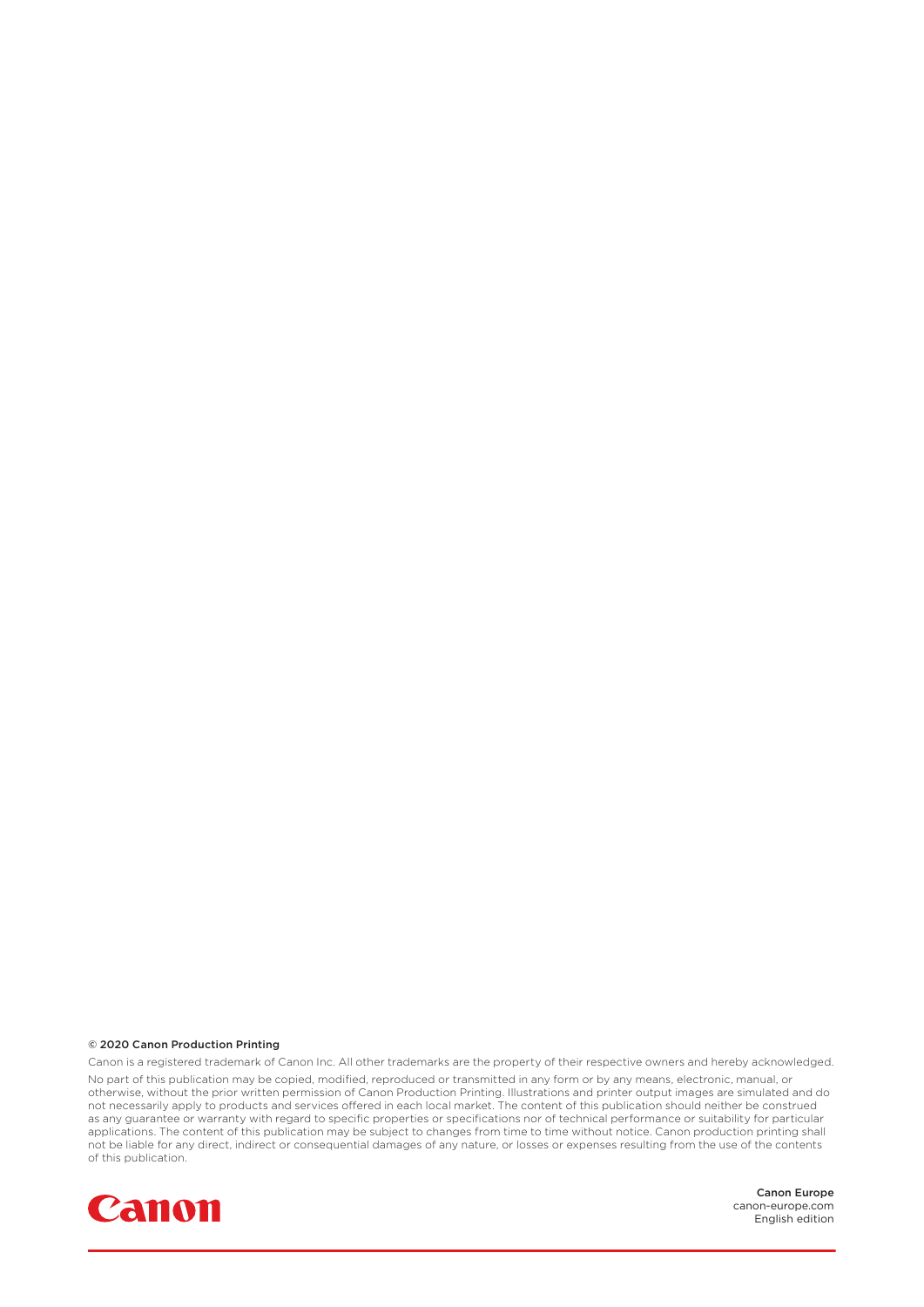**© 2020 Canon Production Printing**

Canon is a registered trademark of Canon Inc. All other trademarks are the property of their respective owners and hereby acknowledged.

No part of this publication may be copied, modified, reproduced or transmitted in any form or by any means, electronic, manual, or otherwise, without the prior written permission of Canon Production Printing. Illustrations and printer output images are simulated and do not necessarily apply to products and services offered in each local market. The content of this publication should neither be construed as any guarantee or warranty with regard to specific properties or specifications nor of technical performance or suitability for particular applications. The content of this publication may be subject to changes from time to time without notice. Canon production printing shall not be liable for any direct, indirect or consequential damages of any nature, or losses or expenses resulting from the use of the contents of this publication.

Canon

**Canon Europe**
canon-europe.com
English edition